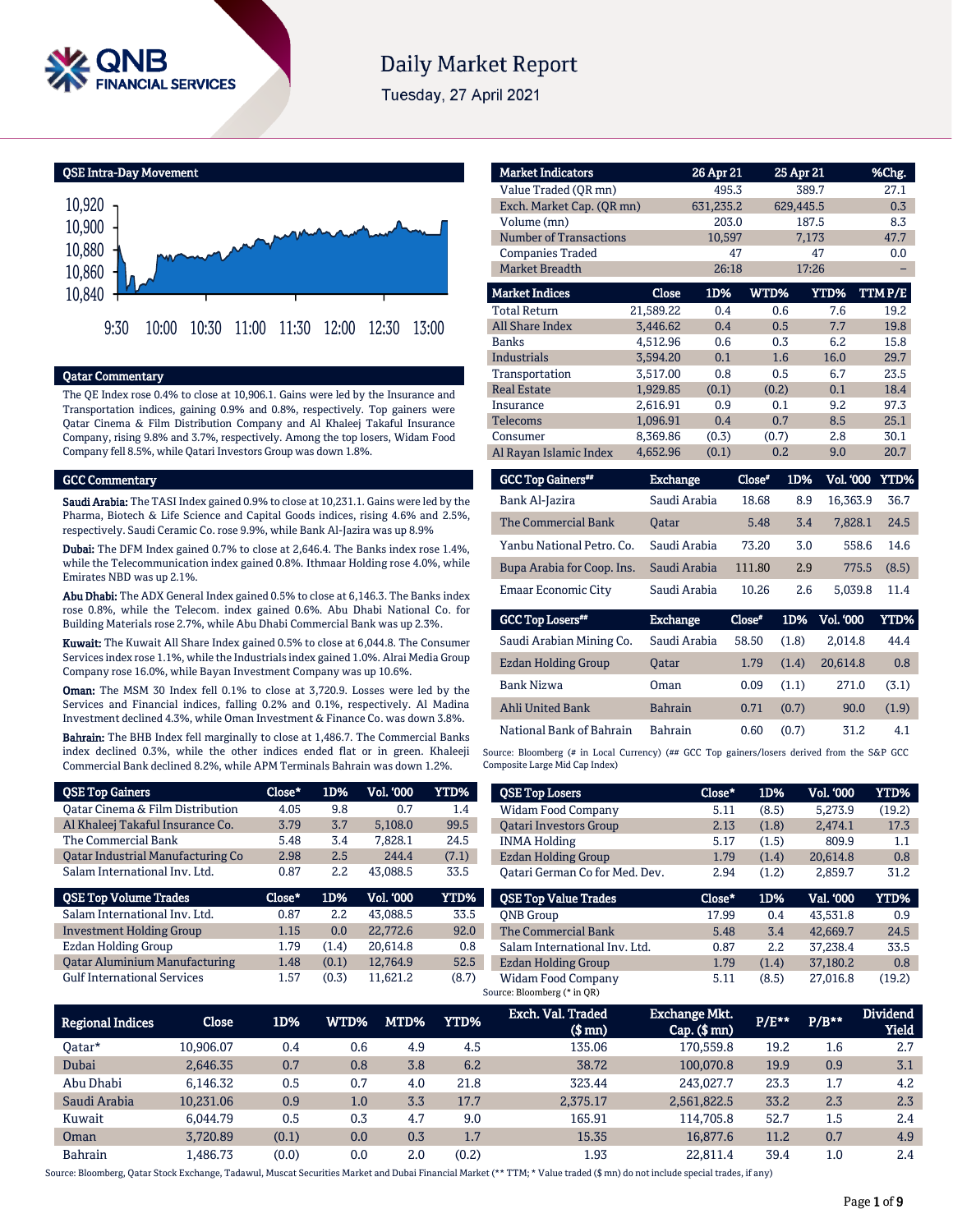# Daily Market Report

Tuesday, 27 April 2021

## QSE Intra-Day Movement

## Qatar Commentary

The QE Index rose 0.4% to close at 10,906.1. Gains were led by the Insurance and Transportation indices, gaining 0.9% and 0.8%, respectively. Top gainers were Qatar Cinema & Film Distribution Company and Al Khaleej Takaful Insurance Company, rising 9.8% and 3.7%, respectively. Among the top losers, Widam Food Company fell 8.5%, while Qatari Investors Group was down 1.8%.

## GCC Commentary

**Saudi Arabia:** The TASI Index gained 0.9% to close at 10,231.1. Gains were led by the Pharma, Biotech & Life Science and Capital Goods indices, rising 4.6% and 2.5%, respectively. Saudi Ceramic Co. rose 9.9%, while Bank Al-Jazira was up 8.9%

**Dubai:** The DFM Index gained 0.7% to close at 2,646.4. The Banks index rose 1.4%, while the Telecommunication index gained 0.8%. Ithmaar Holding rose 4.0%, while Emirates NBD was up 2.1%.

**Abu Dhabi:** The ADX General Index gained 0.5% to close at 6,146.3. The Banks index rose 0.8%, while the Telecom. index gained 0.6%. Abu Dhabi National Co. for Building Materials rose 2.7%, while Abu Dhabi Commercial Bank was up 2.3%.

**Kuwait:** The Kuwait All Share Index gained 0.5% to close at 6,044.8. The Consumer Services index rose 1.1%, while the Industrials index gained 1.0%. Alrai Media Group Company rose 16.0%, while Bayan Investment Company was up 10.6%.

**Oman:** The MSM 30 Index fell 0.1% to close at 3,720.9. Losses were led by the Services and Financial indices, falling 0.2% and 0.1%, respectively. Al Madina Investment declined 4.3%, while Oman Investment & Finance Co. was down 3.8%.

**Bahrain:** The BHB Index fell marginally to close at 1,486.7. The Commercial Banks index declined 0.3%, while the other indices ended flat or in green. Khaleeji Commercial Bank declined 8.2%, while APM Terminals Bahrain was down 1.2%.

| Market Indicators | 26 Apr 21 | 25 Apr 21 | %Chg. |
|---|---|---|---|
| Value Traded (QR mn) | 495.3 | 389.7 | 27.1 |
| Exch. Market Cap. (QR mn) | 631,235.2 | 629,445.5 | 0.3 |
| Volume (mn) | 203.0 | 187.5 | 8.3 |
| Number of Transactions | 10,597 | 7,173 | 47.7 |
| Companies Traded | 47 | 47 | 0.0 |
| Market Breadth | 26:18 | 17:26 | – |

| Market Indices | Close | 1D% | WTD% | YTD% | TTM P/E |
|---|---|---|---|---|---|
| Total Return | 21,589.22 | 0.4 | 0.6 | 7.6 | 19.2 |
| All Share Index | 3,446.62 | 0.4 | 0.5 | 7.7 | 19.8 |
| Banks | 4,512.96 | 0.6 | 0.3 | 6.2 | 15.8 |
| Industrials | 3,594.20 | 0.1 | 1.6 | 16.0 | 29.7 |
| Transportation | 3,517.00 | 0.8 | 0.5 | 6.7 | 23.5 |
| Real Estate | 1,929.85 | (0.1) | (0.2) | 0.1 | 18.4 |
| Insurance | 2,616.91 | 0.9 | 0.1 | 9.2 | 97.3 |
| Telecoms | 1,096.91 | 0.4 | 0.7 | 8.5 | 25.1 |
| Consumer | 8,369.86 | (0.3) | (0.7) | 2.8 | 30.1 |
| Al Rayan Islamic Index | 4,652.96 | (0.1) | 0.2 | 9.0 | 20.7 |

| GCC Top Gainers## | Exchange | Close# | 1D% | Vol. '000 | YTD% |
|---|---|---|---|---|---|
| Bank Al-Jazira | Saudi Arabia | 18.68 | 8.9 | 16,363.9 | 36.7 |
| The Commercial Bank | Qatar | 5.48 | 3.4 | 7,828.1 | 24.5 |
| Yanbu National Petro. Co. | Saudi Arabia | 73.20 | 3.0 | 558.6 | 14.6 |
| Bupa Arabia for Coop. Ins. | Saudi Arabia | 111.80 | 2.9 | 775.5 | (8.5) |
| Emaar Economic City | Saudi Arabia | 10.26 | 2.6 | 5,039.8 | 11.4 |

| GCC Top Losers## | Exchange | Close# | 1D% | Vol. '000 | YTD% |
|---|---|---|---|---|---|
| Saudi Arabian Mining Co. | Saudi Arabia | 58.50 | (1.8) | 2,014.8 | 44.4 |
| Ezdan Holding Group | Qatar | 1.79 | (1.4) | 20,614.8 | 0.8 |
| Bank Nizwa | Oman | 0.09 | (1.1) | 271.0 | (3.1) |
| Ahli United Bank | Bahrain | 0.71 | (0.7) | 90.0 | (1.9) |
| National Bank of Bahrain | Bahrain | 0.60 | (0.7) | 31.2 | 4.1 |

Source: Bloomberg (# in Local Currency) (## GCC Top gainers/losers derived from the S&P GCC Composite Large Mid Cap Index)

| QSE Top Gainers | Close* | 1D% | Vol. '000 | YTD% |
|---|---|---|---|---|
| Qatar Cinema & Film Distribution | 4.05 | 9.8 | 0.7 | 1.4 |
| Al Khaleej Takaful Insurance Co. | 3.79 | 3.7 | 5,108.0 | 99.5 |
| The Commercial Bank | 5.48 | 3.4 | 7,828.1 | 24.5 |
| Qatar Industrial Manufacturing Co | 2.98 | 2.5 | 244.4 | (7.1) |
| Salam International Inv. Ltd. | 0.87 | 2.2 | 43,088.5 | 33.5 |

| QSE Top Volume Trades | Close* | 1D% | Vol. '000 | YTD% |
|---|---|---|---|---|
| Salam International Inv. Ltd. | 0.87 | 2.2 | 43,088.5 | 33.5 |
| Investment Holding Group | 1.15 | 0.0 | 22,772.6 | 92.0 |
| Ezdan Holding Group | 1.79 | (1.4) | 20,614.8 | 0.8 |
| Qatar Aluminium Manufacturing | 1.48 | (0.1) | 12,764.9 | 52.5 |
| Gulf International Services | 1.57 | (0.3) | 11,621.2 | (8.7) |

| QSE Top Losers | Close* | 1D% | Vol. '000 | YTD% |
|---|---|---|---|---|
| Widam Food Company | 5.11 | (8.5) | 5,273.9 | (19.2) |
| Qatari Investors Group | 2.13 | (1.8) | 2,474.1 | 17.3 |
| INMA Holding | 5.17 | (1.5) | 809.9 | 1.1 |
| Ezdan Holding Group | 1.79 | (1.4) | 20,614.8 | 0.8 |
| Qatari German Co for Med. Dev. | 2.94 | (1.2) | 2,859.7 | 31.2 |

| QSE Top Value Trades | Close* | 1D% | Val. '000 | YTD% |
|---|---|---|---|---|
| QNB Group | 17.99 | 0.4 | 43,531.8 | 0.9 |
| The Commercial Bank | 5.48 | 3.4 | 42,669.7 | 24.5 |
| Salam International Inv. Ltd. | 0.87 | 2.2 | 37,238.4 | 33.5 |
| Ezdan Holding Group | 1.79 | (1.4) | 37,180.2 | 0.8 |
| Widam Food Company | 5.11 | (8.5) | 27,016.8 | (19.2) |

Source: Bloomberg (* in QR)

| Regional Indices | Close | 1D% | WTD% | MTD% | YTD% | Exch. Val. Traded ($ mn) | Exchange Mkt. Cap. ($ mn) | P/E** | P/B** | Dividend Yield |
|---|---|---|---|---|---|---|---|---|---|---|
| Qatar* | 10,906.07 | 0.4 | 0.6 | 4.9 | 4.5 | 135.06 | 170,559.8 | 19.2 | 1.6 | 2.7 |
| Dubai | 2,646.35 | 0.7 | 0.8 | 3.8 | 6.2 | 38.72 | 100,070.8 | 19.9 | 0.9 | 3.1 |
| Abu Dhabi | 6,146.32 | 0.5 | 0.7 | 4.0 | 21.8 | 323.44 | 243,027.7 | 23.3 | 1.7 | 4.2 |
| Saudi Arabia | 10,231.06 | 0.9 | 1.0 | 3.3 | 17.7 | 2,375.17 | 2,561,822.5 | 33.2 | 2.3 | 2.3 |
| Kuwait | 6,044.79 | 0.5 | 0.3 | 4.7 | 9.0 | 165.91 | 114,705.8 | 52.7 | 1.5 | 2.4 |
| Oman | 3,720.89 | (0.1) | 0.0 | 0.3 | 1.7 | 15.35 | 16,877.6 | 11.2 | 0.7 | 4.9 |
| Bahrain | 1,486.73 | (0.0) | 0.0 | 2.0 | (0.2) | 1.93 | 22,811.4 | 39.4 | 1.0 | 2.4 |

Source: Bloomberg, Qatar Stock Exchange, Tadawul, Muscat Securities Market and Dubai Financial Market (** TTM; * Value traded ($ mn) do not include special trades, if any)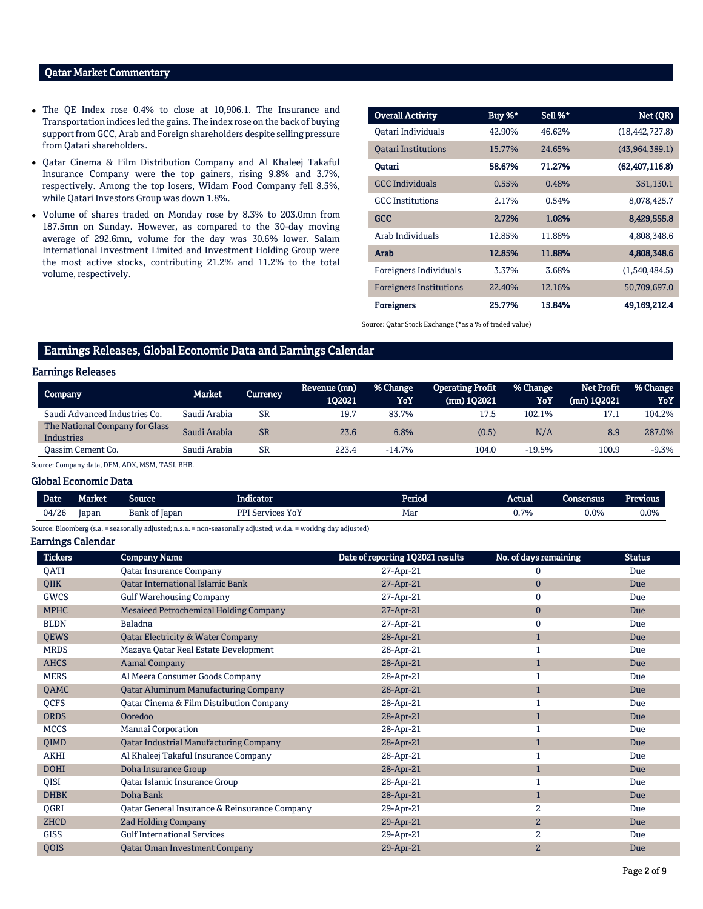## Qatar Market Commentary

- The QE Index rose 0.4% to close at 10,906.1. The Insurance and Transportation indices led the gains. The index rose on the back of buying support from GCC, Arab and Foreign shareholders despite selling pressure from Qatari shareholders.
- Qatar Cinema & Film Distribution Company and Al Khaleej Takaful Insurance Company were the top gainers, rising 9.8% and 3.7%, respectively. Among the top losers, Widam Food Company fell 8.5%, while Qatari Investors Group was down 1.8%.
- Volume of shares traded on Monday rose by 8.3% to 203.0mn from 187.5mn on Sunday. However, as compared to the 30-day moving average of 292.6mn, volume for the day was 30.6% lower. Salam International Investment Limited and Investment Holding Group were the most active stocks, contributing 21.2% and 11.2% to the total volume, respectively.

| Overall Activity | Buy %* | Sell %* | Net (QR) |
|---|---|---|---|
| Qatari Individuals | 42.90% | 46.62% | (18,442,727.8) |
| Qatari Institutions | 15.77% | 24.65% | (43,964,389.1) |
| **Qatari** | **58.67%** | **71.27%** | **(62,407,116.8)** |
| GCC Individuals | 0.55% | 0.48% | 351,130.1 |
| GCC Institutions | 2.17% | 0.54% | 8,078,425.7 |
| **GCC** | **2.72%** | **1.02%** | **8,429,555.8** |
| Arab Individuals | 12.85% | 11.88% | 4,808,348.6 |
| **Arab** | **12.85%** | **11.88%** | **4,808,348.6** |
| Foreigners Individuals | 3.37% | 3.68% | (1,540,484.5) |
| Foreigners Institutions | 22.40% | 12.16% | 50,709,697.0 |
| **Foreigners** | **25.77%** | **15.84%** | **49,169,212.4** |

Source: Qatar Stock Exchange (*as a % of traded value)

## Earnings Releases, Global Economic Data and Earnings Calendar

### Earnings Releases

| Company | Market | Currency | Revenue (mn) 1Q2021 | % Change YoY | Operating Profit (mn) 1Q2021 | % Change YoY | Net Profit (mn) 1Q2021 | % Change YoY |
|---|---|---|---|---|---|---|---|---|
| Saudi Advanced Industries Co. | Saudi Arabia | SR | 19.7 | 83.7% | 17.5 | 102.1% | 17.1 | 104.2% |
| The National Company for Glass Industries | Saudi Arabia | SR | 23.6 | 6.8% | (0.5) | N/A | 8.9 | 287.0% |
| Qassim Cement Co. | Saudi Arabia | SR | 223.4 | -14.7% | 104.0 | -19.5% | 100.9 | -9.3% |

Source: Company data, DFM, ADX, MSM, TASI, BHB.

### Global Economic Data

| Date | Market | Source | Indicator | Period | Actual | Consensus | Previous |
|---|---|---|---|---|---|---|---|
| 04/26 | Japan | Bank of Japan | PPI Services YoY | Mar | 0.7% | 0.0% | 0.0% |

Source: Bloomberg (s.a. = seasonally adjusted; n.s.a. = non-seasonally adjusted; w.d.a. = working day adjusted)

### Earnings Calendar

| Tickers | Company Name | Date of reporting 1Q2021 results | No. of days remaining | Status |
|---|---|---|---|---|
| QATI | Qatar Insurance Company | 27-Apr-21 | 0 | Due |
| QIIK | Qatar International Islamic Bank | 27-Apr-21 | 0 | Due |
| GWCS | Gulf Warehousing Company | 27-Apr-21 | 0 | Due |
| MPHC | Mesaieed Petrochemical Holding Company | 27-Apr-21 | 0 | Due |
| BLDN | Baladna | 27-Apr-21 | 0 | Due |
| QEWS | Qatar Electricity & Water Company | 28-Apr-21 | 1 | Due |
| MRDS | Mazaya Qatar Real Estate Development | 28-Apr-21 | 1 | Due |
| AHCS | Aamal Company | 28-Apr-21 | 1 | Due |
| MERS | Al Meera Consumer Goods Company | 28-Apr-21 | 1 | Due |
| QAMC | Qatar Aluminum Manufacturing Company | 28-Apr-21 | 1 | Due |
| QCFS | Qatar Cinema & Film Distribution Company | 28-Apr-21 | 1 | Due |
| ORDS | Ooredoo | 28-Apr-21 | 1 | Due |
| MCCS | Mannai Corporation | 28-Apr-21 | 1 | Due |
| QIMD | Qatar Industrial Manufacturing Company | 28-Apr-21 | 1 | Due |
| AKHI | Al Khaleej Takaful Insurance Company | 28-Apr-21 | 1 | Due |
| DOHI | Doha Insurance Group | 28-Apr-21 | 1 | Due |
| QISI | Qatar Islamic Insurance Group | 28-Apr-21 | 1 | Due |
| DHBK | Doha Bank | 28-Apr-21 | 1 | Due |
| QGRI | Qatar General Insurance & Reinsurance Company | 29-Apr-21 | 2 | Due |
| ZHCD | Zad Holding Company | 29-Apr-21 | 2 | Due |
| GISS | Gulf International Services | 29-Apr-21 | 2 | Due |
| QOIS | Qatar Oman Investment Company | 29-Apr-21 | 2 | Due |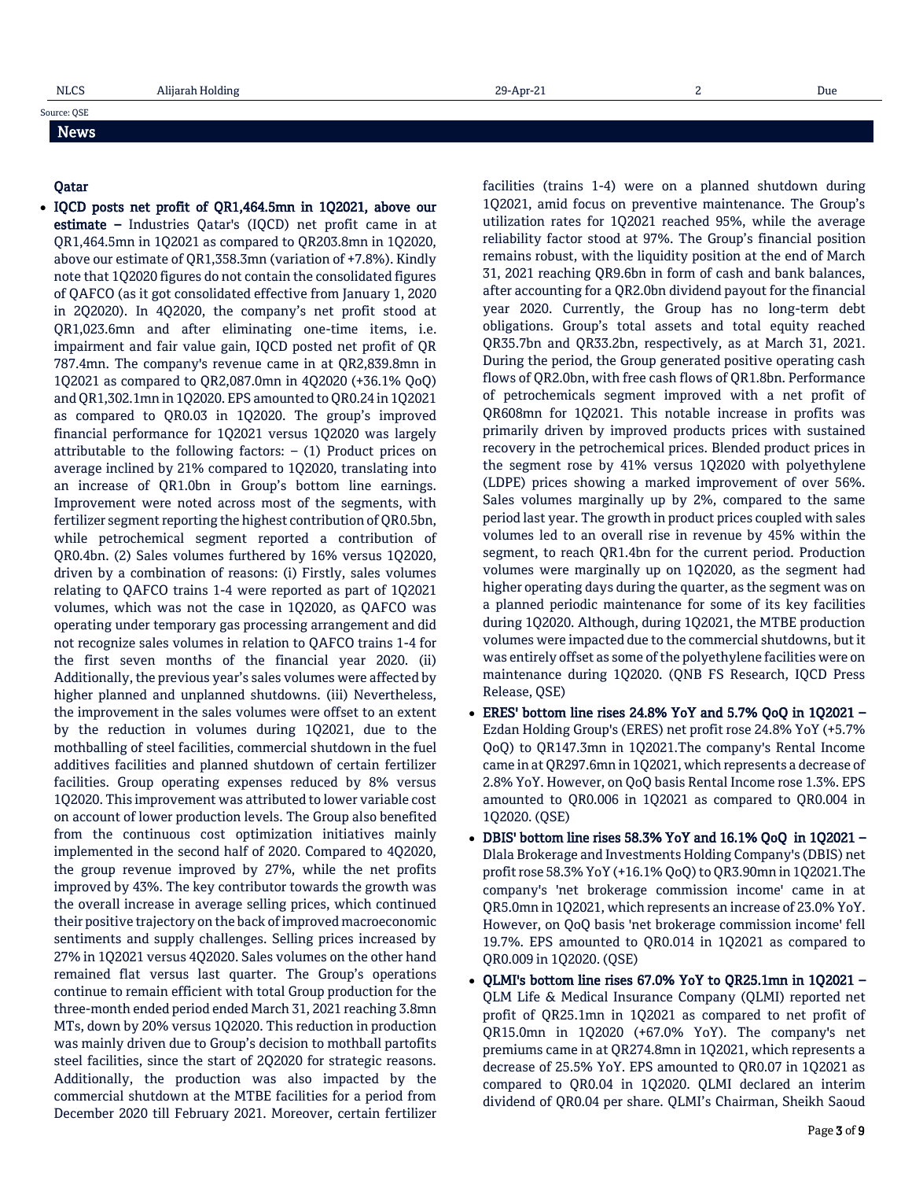| NLCS | Alijarah Holding | 29-Apr-21 | 2 | Due |
|---|---|---|---|---|

Source: QSE

## News

### Qatar

- **IQCD posts net profit of QR1,464.5mn in 1Q2021, above our estimate –** Industries Qatar's (IQCD) net profit came in at QR1,464.5mn in 1Q2021 as compared to QR203.8mn in 1Q2020, above our estimate of QR1,358.3mn (variation of +7.8%). Kindly note that 1Q2020 figures do not contain the consolidated figures of QAFCO (as it got consolidated effective from January 1, 2020 in 2Q2020). In 4Q2020, the company's net profit stood at QR1,023.6mn and after eliminating one-time items, i.e. impairment and fair value gain, IQCD posted net profit of QR 787.4mn. The company's revenue came in at QR2,839.8mn in 1Q2021 as compared to QR2,087.0mn in 4Q2020 (+36.1% QoQ) and QR1,302.1mn in 1Q2020. EPS amounted to QR0.24 in 1Q2021 as compared to QR0.03 in 1Q2020. The group's improved financial performance for 1Q2021 versus 1Q2020 was largely attributable to the following factors: – (1) Product prices on average inclined by 21% compared to 1Q2020, translating into an increase of QR1.0bn in Group's bottom line earnings. Improvement were noted across most of the segments, with fertilizer segment reporting the highest contribution of QR0.5bn, while petrochemical segment reported a contribution of QR0.4bn. (2) Sales volumes furthered by 16% versus 1Q2020, driven by a combination of reasons: (i) Firstly, sales volumes relating to QAFCO trains 1-4 were reported as part of 1Q2021 volumes, which was not the case in 1Q2020, as QAFCO was operating under temporary gas processing arrangement and did not recognize sales volumes in relation to QAFCO trains 1-4 for the first seven months of the financial year 2020. (ii) Additionally, the previous year's sales volumes were affected by higher planned and unplanned shutdowns. (iii) Nevertheless, the improvement in the sales volumes were offset to an extent by the reduction in volumes during 1Q2021, due to the mothballing of steel facilities, commercial shutdown in the fuel additives facilities and planned shutdown of certain fertilizer facilities. Group operating expenses reduced by 8% versus 1Q2020. This improvement was attributed to lower variable cost on account of lower production levels. The Group also benefited from the continuous cost optimization initiatives mainly implemented in the second half of 2020. Compared to 4Q2020, the group revenue improved by 27%, while the net profits improved by 43%. The key contributor towards the growth was the overall increase in average selling prices, which continued their positive trajectory on the back of improved macroeconomic sentiments and supply challenges. Selling prices increased by 27% in 1Q2021 versus 4Q2020. Sales volumes on the other hand remained flat versus last quarter. The Group's operations continue to remain efficient with total Group production for the three-month ended period ended March 31, 2021 reaching 3.8mn MTs, down by 20% versus 1Q2020. This reduction in production was mainly driven due to Group's decision to mothball partofits steel facilities, since the start of 2Q2020 for strategic reasons. Additionally, the production was also impacted by the commercial shutdown at the MTBE facilities for a period from December 2020 till February 2021. Moreover, certain fertilizer facilities (trains 1-4) were on a planned shutdown during 1Q2021, amid focus on preventive maintenance. The Group's utilization rates for 1Q2021 reached 95%, while the average reliability factor stood at 97%. The Group's financial position remains robust, with the liquidity position at the end of March 31, 2021 reaching QR9.6bn in form of cash and bank balances, after accounting for a QR2.0bn dividend payout for the financial year 2020. Currently, the Group has no long-term debt obligations. Group's total assets and total equity reached QR35.7bn and QR33.2bn, respectively, as at March 31, 2021. During the period, the Group generated positive operating cash flows of QR2.0bn, with free cash flows of QR1.8bn. Performance of petrochemicals segment improved with a net profit of QR608mn for 1Q2021. This notable increase in profits was primarily driven by improved products prices with sustained recovery in the petrochemical prices. Blended product prices in the segment rose by 41% versus 1Q2020 with polyethylene (LDPE) prices showing a marked improvement of over 56%. Sales volumes marginally up by 2%, compared to the same period last year. The growth in product prices coupled with sales volumes led to an overall rise in revenue by 45% within the segment, to reach QR1.4bn for the current period. Production volumes were marginally up on 1Q2020, as the segment had higher operating days during the quarter, as the segment was on a planned periodic maintenance for some of its key facilities during 1Q2020. Although, during 1Q2021, the MTBE production volumes were impacted due to the commercial shutdowns, but it was entirely offset as some of the polyethylene facilities were on maintenance during 1Q2020. (QNB FS Research, IQCD Press Release, QSE)
- **ERES' bottom line rises 24.8% YoY and 5.7% QoQ in 1Q2021 –** Ezdan Holding Group's (ERES) net profit rose 24.8% YoY (+5.7% QoQ) to QR147.3mn in 1Q2021.The company's Rental Income came in at QR297.6mn in 1Q2021, which represents a decrease of 2.8% YoY. However, on QoQ basis Rental Income rose 1.3%. EPS amounted to QR0.006 in 1Q2021 as compared to QR0.004 in 1Q2020. (QSE)
- **DBIS' bottom line rises 58.3% YoY and 16.1% QoQ in 1Q2021 –** Dlala Brokerage and Investments Holding Company's (DBIS) net profit rose 58.3% YoY (+16.1% QoQ) to QR3.90mn in 1Q2021.The company's 'net brokerage commission income' came in at QR5.0mn in 1Q2021, which represents an increase of 23.0% YoY. However, on QoQ basis 'net brokerage commission income' fell 19.7%. EPS amounted to QR0.014 in 1Q2021 as compared to QR0.009 in 1Q2020. (QSE)
- **QLMI's bottom line rises 67.0% YoY to QR25.1mn in 1Q2021 –** QLM Life & Medical Insurance Company (QLMI) reported net profit of QR25.1mn in 1Q2021 as compared to net profit of QR15.0mn in 1Q2020 (+67.0% YoY). The company's net premiums came in at QR274.8mn in 1Q2021, which represents a decrease of 25.5% YoY. EPS amounted to QR0.07 in 1Q2021 as compared to QR0.04 in 1Q2020. QLMI declared an interim dividend of QR0.04 per share. QLMI's Chairman, Sheikh Saoud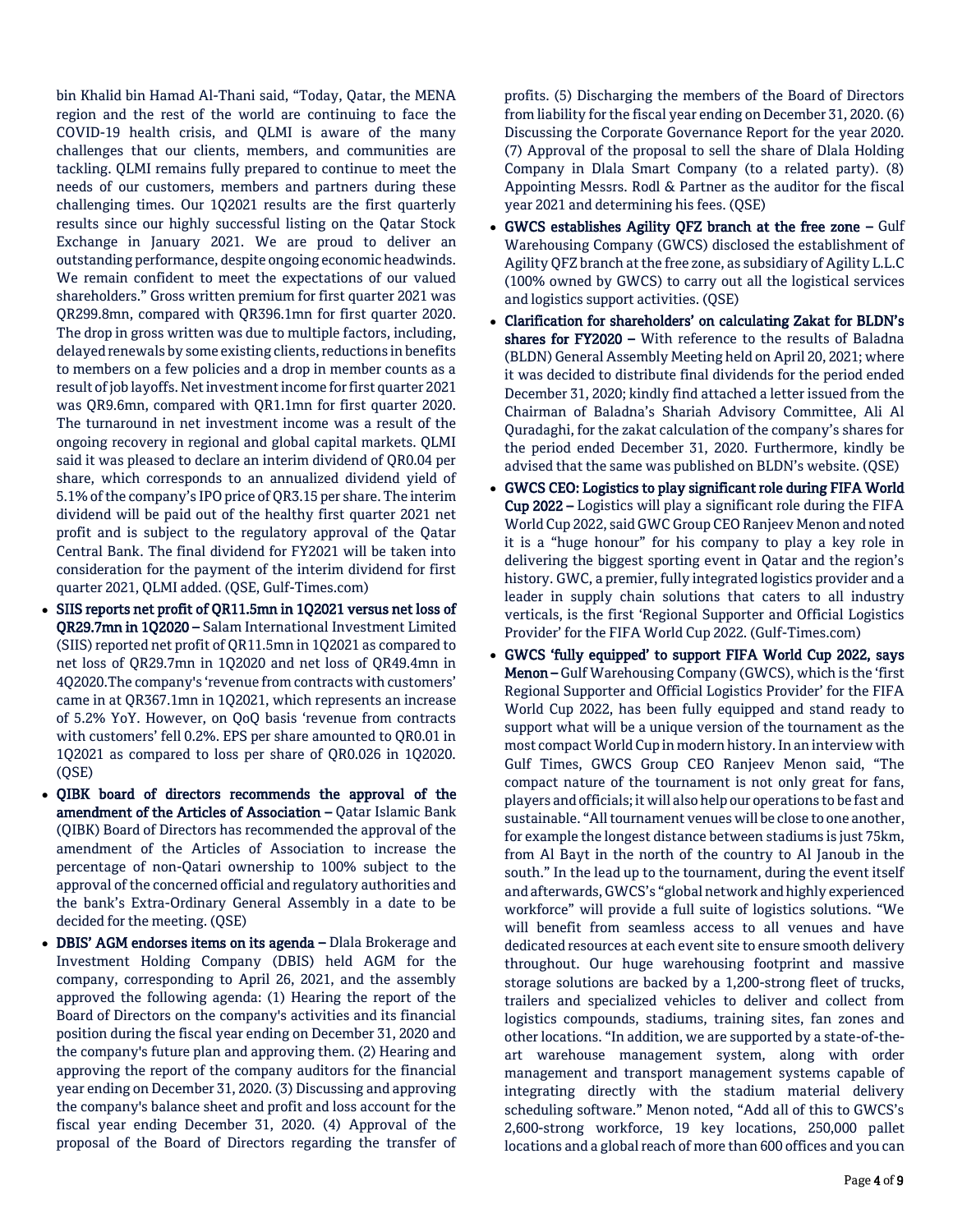bin Khalid bin Hamad Al-Thani said, "Today, Qatar, the MENA region and the rest of the world are continuing to face the COVID-19 health crisis, and QLMI is aware of the many challenges that our clients, members, and communities are tackling. QLMI remains fully prepared to continue to meet the needs of our customers, members and partners during these challenging times. Our 1Q2021 results are the first quarterly results since our highly successful listing on the Qatar Stock Exchange in January 2021. We are proud to deliver an outstanding performance, despite ongoing economic headwinds. We remain confident to meet the expectations of our valued shareholders." Gross written premium for first quarter 2021 was QR299.8mn, compared with QR396.1mn for first quarter 2020. The drop in gross written was due to multiple factors, including, delayed renewals by some existing clients, reductions in benefits to members on a few policies and a drop in member counts as a result of job layoffs. Net investment income for first quarter 2021 was QR9.6mn, compared with QR1.1mn for first quarter 2020. The turnaround in net investment income was a result of the ongoing recovery in regional and global capital markets. QLMI said it was pleased to declare an interim dividend of QR0.04 per share, which corresponds to an annualized dividend yield of 5.1% of the company's IPO price of QR3.15 per share. The interim dividend will be paid out of the healthy first quarter 2021 net profit and is subject to the regulatory approval of the Qatar Central Bank. The final dividend for FY2021 will be taken into consideration for the payment of the interim dividend for first quarter 2021, QLMI added. (QSE, Gulf-Times.com)

- **SIIS reports net profit of QR11.5mn in 1Q2021 versus net loss of QR29.7mn in 1Q2020 –** Salam International Investment Limited (SIIS) reported net profit of QR11.5mn in 1Q2021 as compared to net loss of QR29.7mn in 1Q2020 and net loss of QR49.4mn in 4Q2020.The company's 'revenue from contracts with customers' came in at QR367.1mn in 1Q2021, which represents an increase of 5.2% YoY. However, on QoQ basis 'revenue from contracts with customers' fell 0.2%. EPS per share amounted to QR0.01 in 1Q2021 as compared to loss per share of QR0.026 in 1Q2020. (QSE)
- **QIBK board of directors recommends the approval of the amendment of the Articles of Association –** Qatar Islamic Bank (QIBK) Board of Directors has recommended the approval of the amendment of the Articles of Association to increase the percentage of non-Qatari ownership to 100% subject to the approval of the concerned official and regulatory authorities and the bank's Extra-Ordinary General Assembly in a date to be decided for the meeting. (QSE)
- **DBIS' AGM endorses items on its agenda –** Dlala Brokerage and Investment Holding Company (DBIS) held AGM for the company, corresponding to April 26, 2021, and the assembly approved the following agenda: (1) Hearing the report of the Board of Directors on the company's activities and its financial position during the fiscal year ending on December 31, 2020 and the company's future plan and approving them. (2) Hearing and approving the report of the company auditors for the financial year ending on December 31, 2020. (3) Discussing and approving the company's balance sheet and profit and loss account for the fiscal year ending December 31, 2020. (4) Approval of the proposal of the Board of Directors regarding the transfer of profits. (5) Discharging the members of the Board of Directors from liability for the fiscal year ending on December 31, 2020. (6) Discussing the Corporate Governance Report for the year 2020. (7) Approval of the proposal to sell the share of Dlala Holding Company in Dlala Smart Company (to a related party). (8) Appointing Messrs. Rodl & Partner as the auditor for the fiscal year 2021 and determining his fees. (QSE)
- **GWCS establishes Agility QFZ branch at the free zone –** Gulf Warehousing Company (GWCS) disclosed the establishment of Agility QFZ branch at the free zone, as subsidiary of Agility L.L.C (100% owned by GWCS) to carry out all the logistical services and logistics support activities. (QSE)
- **Clarification for shareholders' on calculating Zakat for BLDN's shares for FY2020 –** With reference to the results of Baladna (BLDN) General Assembly Meeting held on April 20, 2021; where it was decided to distribute final dividends for the period ended December 31, 2020; kindly find attached a letter issued from the Chairman of Baladna's Shariah Advisory Committee, Ali Al Quradaghi, for the zakat calculation of the company's shares for the period ended December 31, 2020. Furthermore, kindly be advised that the same was published on BLDN's website. (QSE)
- **GWCS CEO: Logistics to play significant role during FIFA World Cup 2022 –** Logistics will play a significant role during the FIFA World Cup 2022, said GWC Group CEO Ranjeev Menon and noted it is a "huge honour" for his company to play a key role in delivering the biggest sporting event in Qatar and the region's history. GWC, a premier, fully integrated logistics provider and a leader in supply chain solutions that caters to all industry verticals, is the first 'Regional Supporter and Official Logistics Provider' for the FIFA World Cup 2022. (Gulf-Times.com)
- **GWCS 'fully equipped' to support FIFA World Cup 2022, says Menon –** Gulf Warehousing Company (GWCS), which is the 'first Regional Supporter and Official Logistics Provider' for the FIFA World Cup 2022, has been fully equipped and stand ready to support what will be a unique version of the tournament as the most compact World Cup in modern history. In an interview with Gulf Times, GWCS Group CEO Ranjeev Menon said, "The compact nature of the tournament is not only great for fans, players and officials; it will also help our operations to be fast and sustainable. "All tournament venues will be close to one another, for example the longest distance between stadiums is just 75km, from Al Bayt in the north of the country to Al Janoub in the south." In the lead up to the tournament, during the event itself and afterwards, GWCS's "global network and highly experienced workforce" will provide a full suite of logistics solutions. "We will benefit from seamless access to all venues and have dedicated resources at each event site to ensure smooth delivery throughout. Our huge warehousing footprint and massive storage solutions are backed by a 1,200-strong fleet of trucks, trailers and specialized vehicles to deliver and collect from logistics compounds, stadiums, training sites, fan zones and other locations. "In addition, we are supported by a state-of-the-art warehouse management system, along with order management and transport management systems capable of integrating directly with the stadium material delivery scheduling software." Menon noted, "Add all of this to GWCS's 2,600-strong workforce, 19 key locations, 250,000 pallet locations and a global reach of more than 600 offices and you can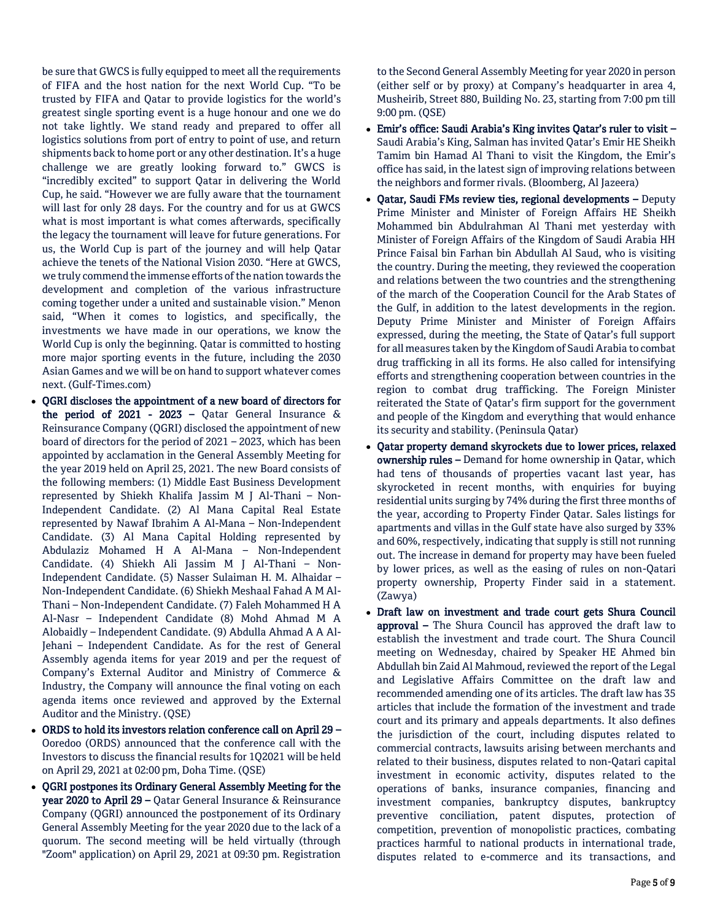be sure that GWCS is fully equipped to meet all the requirements of FIFA and the host nation for the next World Cup. "To be trusted by FIFA and Qatar to provide logistics for the world's greatest single sporting event is a huge honour and one we do not take lightly. We stand ready and prepared to offer all logistics solutions from port of entry to point of use, and return shipments back to home port or any other destination. It's a huge challenge we are greatly looking forward to." GWCS is "incredibly excited" to support Qatar in delivering the World Cup, he said. "However we are fully aware that the tournament will last for only 28 days. For the country and for us at GWCS what is most important is what comes afterwards, specifically the legacy the tournament will leave for future generations. For us, the World Cup is part of the journey and will help Qatar achieve the tenets of the National Vision 2030. "Here at GWCS, we truly commend the immense efforts of the nation towards the development and completion of the various infrastructure coming together under a united and sustainable vision." Menon said, "When it comes to logistics, and specifically, the investments we have made in our operations, we know the World Cup is only the beginning. Qatar is committed to hosting more major sporting events in the future, including the 2030 Asian Games and we will be on hand to support whatever comes next. (Gulf-Times.com)

- **QGRI discloses the appointment of a new board of directors for the period of 2021 - 2023 –** Qatar General Insurance & Reinsurance Company (QGRI) disclosed the appointment of new board of directors for the period of 2021 – 2023, which has been appointed by acclamation in the General Assembly Meeting for the year 2019 held on April 25, 2021. The new Board consists of the following members: (1) Middle East Business Development represented by Shiekh Khalifa Jassim M J Al-Thani – Non-Independent Candidate. (2) Al Mana Capital Real Estate represented by Nawaf Ibrahim A Al-Mana – Non-Independent Candidate. (3) Al Mana Capital Holding represented by Abdulaziz Mohamed H A Al-Mana – Non-Independent Candidate. (4) Shiekh Ali Jassim M J Al-Thani – Non-Independent Candidate. (5) Nasser Sulaiman H. M. Alhaidar – Non-Independent Candidate. (6) Shiekh Meshaal Fahad A M Al-Thani – Non-Independent Candidate. (7) Faleh Mohammed H A Al-Nasr – Independent Candidate (8) Mohd Ahmad M A Alobaidly – Independent Candidate. (9) Abdulla Ahmad A A Al-Jehani – Independent Candidate. As for the rest of General Assembly agenda items for year 2019 and per the request of Company's External Auditor and Ministry of Commerce & Industry, the Company will announce the final voting on each agenda items once reviewed and approved by the External Auditor and the Ministry. (QSE)
- **ORDS to hold its investors relation conference call on April 29 –** Ooredoo (ORDS) announced that the conference call with the Investors to discuss the financial results for 1Q2021 will be held on April 29, 2021 at 02:00 pm, Doha Time. (QSE)
- **QGRI postpones its Ordinary General Assembly Meeting for the year 2020 to April 29 –** Qatar General Insurance & Reinsurance Company (QGRI) announced the postponement of its Ordinary General Assembly Meeting for the year 2020 due to the lack of a quorum. The second meeting will be held virtually (through "Zoom" application) on April 29, 2021 at 09:30 pm. Registration to the Second General Assembly Meeting for year 2020 in person (either self or by proxy) at Company's headquarter in area 4, Musheirib, Street 880, Building No. 23, starting from 7:00 pm till 9:00 pm. (QSE)
- **Emir's office: Saudi Arabia's King invites Qatar's ruler to visit –** Saudi Arabia's King, Salman has invited Qatar's Emir HE Sheikh Tamim bin Hamad Al Thani to visit the Kingdom, the Emir's office has said, in the latest sign of improving relations between the neighbors and former rivals. (Bloomberg, Al Jazeera)
- **Qatar, Saudi FMs review ties, regional developments –** Deputy Prime Minister and Minister of Foreign Affairs HE Sheikh Mohammed bin Abdulrahman Al Thani met yesterday with Minister of Foreign Affairs of the Kingdom of Saudi Arabia HH Prince Faisal bin Farhan bin Abdullah Al Saud, who is visiting the country. During the meeting, they reviewed the cooperation and relations between the two countries and the strengthening of the march of the Cooperation Council for the Arab States of the Gulf, in addition to the latest developments in the region. Deputy Prime Minister and Minister of Foreign Affairs expressed, during the meeting, the State of Qatar's full support for all measures taken by the Kingdom of Saudi Arabia to combat drug trafficking in all its forms. He also called for intensifying efforts and strengthening cooperation between countries in the region to combat drug trafficking. The Foreign Minister reiterated the State of Qatar's firm support for the government and people of the Kingdom and everything that would enhance its security and stability. (Peninsula Qatar)
- **Qatar property demand skyrockets due to lower prices, relaxed ownership rules –** Demand for home ownership in Qatar, which had tens of thousands of properties vacant last year, has skyrocketed in recent months, with enquiries for buying residential units surging by 74% during the first three months of the year, according to Property Finder Qatar. Sales listings for apartments and villas in the Gulf state have also surged by 33% and 60%, respectively, indicating that supply is still not running out. The increase in demand for property may have been fueled by lower prices, as well as the easing of rules on non-Qatari property ownership, Property Finder said in a statement. (Zawya)
- **Draft law on investment and trade court gets Shura Council approval –** The Shura Council has approved the draft law to establish the investment and trade court. The Shura Council meeting on Wednesday, chaired by Speaker HE Ahmed bin Abdullah bin Zaid Al Mahmoud, reviewed the report of the Legal and Legislative Affairs Committee on the draft law and recommended amending one of its articles. The draft law has 35 articles that include the formation of the investment and trade court and its primary and appeals departments. It also defines the jurisdiction of the court, including disputes related to commercial contracts, lawsuits arising between merchants and related to their business, disputes related to non-Qatari capital investment in economic activity, disputes related to the operations of banks, insurance companies, financing and investment companies, bankruptcy disputes, bankruptcy preventive conciliation, patent disputes, protection of competition, prevention of monopolistic practices, combating practices harmful to national products in international trade, disputes related to e-commerce and its transactions, and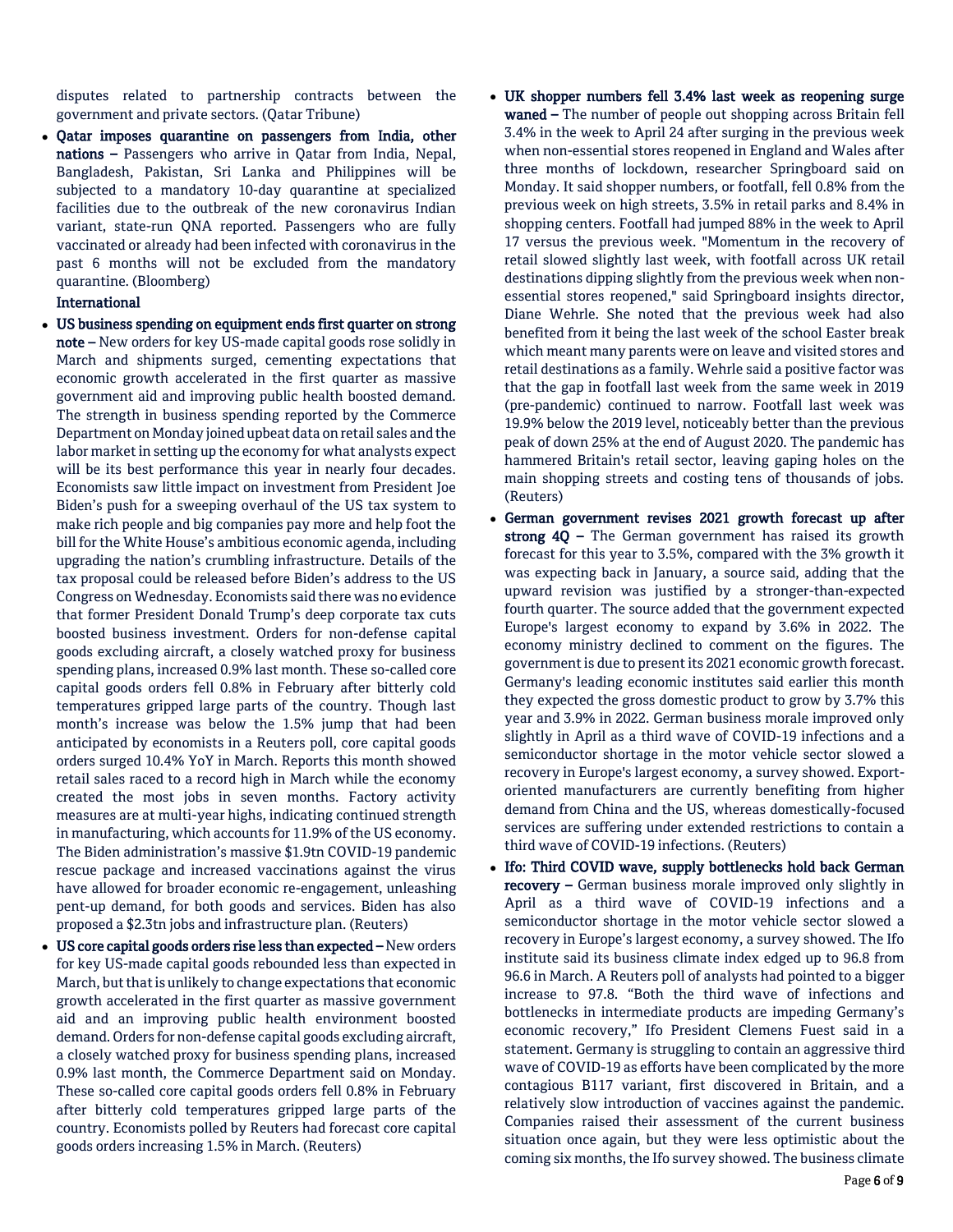disputes related to partnership contracts between the government and private sectors. (Qatar Tribune)

- **Qatar imposes quarantine on passengers from India, other nations –** Passengers who arrive in Qatar from India, Nepal, Bangladesh, Pakistan, Sri Lanka and Philippines will be subjected to a mandatory 10-day quarantine at specialized facilities due to the outbreak of the new coronavirus Indian variant, state-run QNA reported. Passengers who are fully vaccinated or already had been infected with coronavirus in the past 6 months will not be excluded from the mandatory quarantine. (Bloomberg)

## International

- **US business spending on equipment ends first quarter on strong note –** New orders for key US-made capital goods rose solidly in March and shipments surged, cementing expectations that economic growth accelerated in the first quarter as massive government aid and improving public health boosted demand. The strength in business spending reported by the Commerce Department on Monday joined upbeat data on retail sales and the labor market in setting up the economy for what analysts expect will be its best performance this year in nearly four decades. Economists saw little impact on investment from President Joe Biden's push for a sweeping overhaul of the US tax system to make rich people and big companies pay more and help foot the bill for the White House's ambitious economic agenda, including upgrading the nation's crumbling infrastructure. Details of the tax proposal could be released before Biden's address to the US Congress on Wednesday. Economists said there was no evidence that former President Donald Trump's deep corporate tax cuts boosted business investment. Orders for non-defense capital goods excluding aircraft, a closely watched proxy for business spending plans, increased 0.9% last month. These so-called core capital goods orders fell 0.8% in February after bitterly cold temperatures gripped large parts of the country. Though last month's increase was below the 1.5% jump that had been anticipated by economists in a Reuters poll, core capital goods orders surged 10.4% YoY in March. Reports this month showed retail sales raced to a record high in March while the economy created the most jobs in seven months. Factory activity measures are at multi-year highs, indicating continued strength in manufacturing, which accounts for 11.9% of the US economy. The Biden administration's massive $1.9tn COVID-19 pandemic rescue package and increased vaccinations against the virus have allowed for broader economic re-engagement, unleashing pent-up demand, for both goods and services. Biden has also proposed a $2.3tn jobs and infrastructure plan. (Reuters)
- **US core capital goods orders rise less than expected –** New orders for key US-made capital goods rebounded less than expected in March, but that is unlikely to change expectations that economic growth accelerated in the first quarter as massive government aid and an improving public health environment boosted demand. Orders for non-defense capital goods excluding aircraft, a closely watched proxy for business spending plans, increased 0.9% last month, the Commerce Department said on Monday. These so-called core capital goods orders fell 0.8% in February after bitterly cold temperatures gripped large parts of the country. Economists polled by Reuters had forecast core capital goods orders increasing 1.5% in March. (Reuters)
- **UK shopper numbers fell 3.4% last week as reopening surge waned –** The number of people out shopping across Britain fell 3.4% in the week to April 24 after surging in the previous week when non-essential stores reopened in England and Wales after three months of lockdown, researcher Springboard said on Monday. It said shopper numbers, or footfall, fell 0.8% from the previous week on high streets, 3.5% in retail parks and 8.4% in shopping centers. Footfall had jumped 88% in the week to April 17 versus the previous week. "Momentum in the recovery of retail slowed slightly last week, with footfall across UK retail destinations dipping slightly from the previous week when non-essential stores reopened," said Springboard insights director, Diane Wehrle. She noted that the previous week had also benefited from it being the last week of the school Easter break which meant many parents were on leave and visited stores and retail destinations as a family. Wehrle said a positive factor was that the gap in footfall last week from the same week in 2019 (pre-pandemic) continued to narrow. Footfall last week was 19.9% below the 2019 level, noticeably better than the previous peak of down 25% at the end of August 2020. The pandemic has hammered Britain's retail sector, leaving gaping holes on the main shopping streets and costing tens of thousands of jobs. (Reuters)
- **German government revises 2021 growth forecast up after strong 4Q –** The German government has raised its growth forecast for this year to 3.5%, compared with the 3% growth it was expecting back in January, a source said, adding that the upward revision was justified by a stronger-than-expected fourth quarter. The source added that the government expected Europe's largest economy to expand by 3.6% in 2022. The economy ministry declined to comment on the figures. The government is due to present its 2021 economic growth forecast. Germany's leading economic institutes said earlier this month they expected the gross domestic product to grow by 3.7% this year and 3.9% in 2022. German business morale improved only slightly in April as a third wave of COVID-19 infections and a semiconductor shortage in the motor vehicle sector slowed a recovery in Europe's largest economy, a survey showed. Export-oriented manufacturers are currently benefiting from higher demand from China and the US, whereas domestically-focused services are suffering under extended restrictions to contain a third wave of COVID-19 infections. (Reuters)
- **Ifo: Third COVID wave, supply bottlenecks hold back German recovery –** German business morale improved only slightly in April as a third wave of COVID-19 infections and a semiconductor shortage in the motor vehicle sector slowed a recovery in Europe's largest economy, a survey showed. The Ifo institute said its business climate index edged up to 96.8 from 96.6 in March. A Reuters poll of analysts had pointed to a bigger increase to 97.8. "Both the third wave of infections and bottlenecks in intermediate products are impeding Germany's economic recovery," Ifo President Clemens Fuest said in a statement. Germany is struggling to contain an aggressive third wave of COVID-19 as efforts have been complicated by the more contagious B117 variant, first discovered in Britain, and a relatively slow introduction of vaccines against the pandemic. Companies raised their assessment of the current business situation once again, but they were less optimistic about the coming six months, the Ifo survey showed. The business climate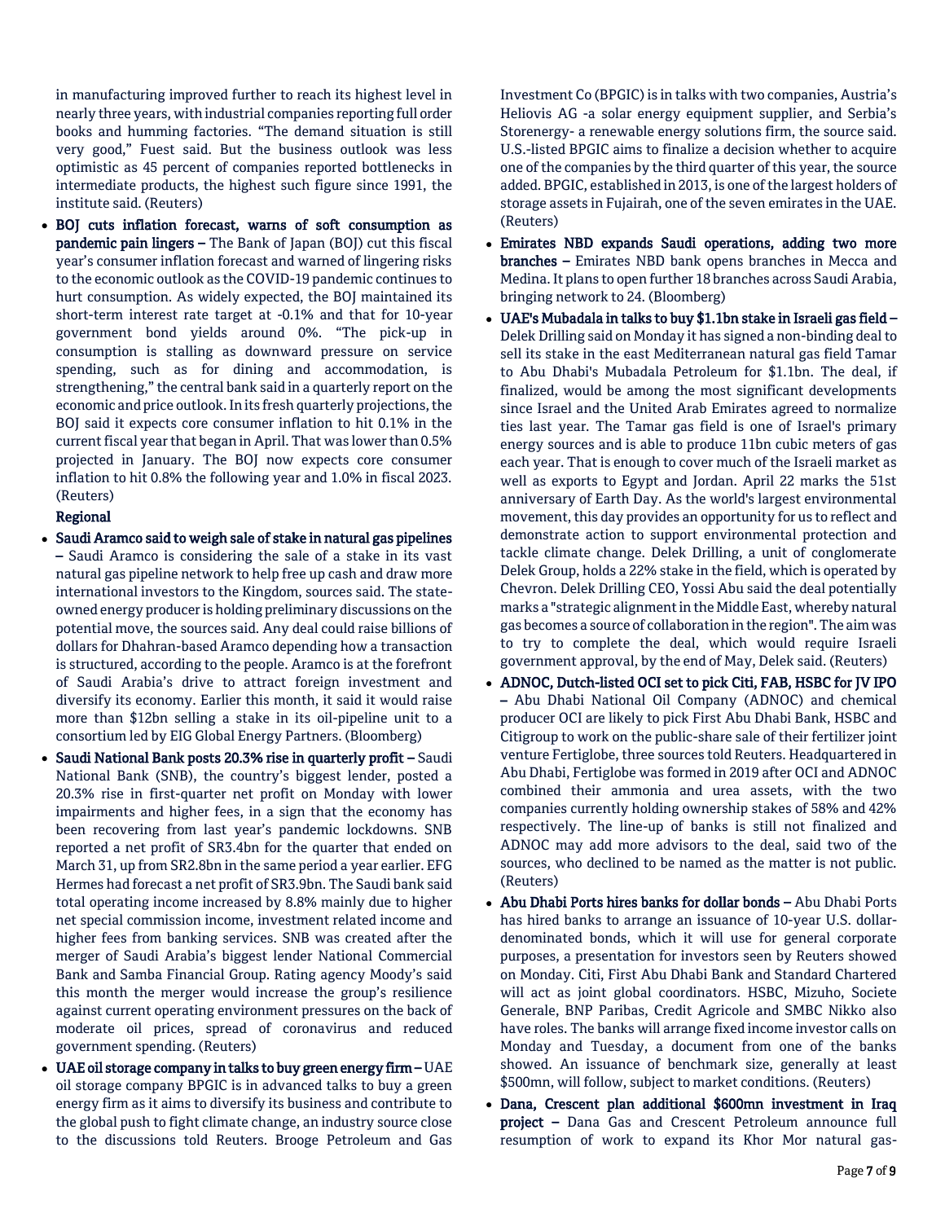in manufacturing improved further to reach its highest level in nearly three years, with industrial companies reporting full order books and humming factories. "The demand situation is still very good," Fuest said. But the business outlook was less optimistic as 45 percent of companies reported bottlenecks in intermediate products, the highest such figure since 1991, the institute said. (Reuters)

- **BOJ cuts inflation forecast, warns of soft consumption as pandemic pain lingers –** The Bank of Japan (BOJ) cut this fiscal year's consumer inflation forecast and warned of lingering risks to the economic outlook as the COVID-19 pandemic continues to hurt consumption. As widely expected, the BOJ maintained its short-term interest rate target at -0.1% and that for 10-year government bond yields around 0%. "The pick-up in consumption is stalling as downward pressure on service spending, such as for dining and accommodation, is strengthening," the central bank said in a quarterly report on the economic and price outlook. In its fresh quarterly projections, the BOJ said it expects core consumer inflation to hit 0.1% in the current fiscal year that began in April. That was lower than 0.5% projected in January. The BOJ now expects core consumer inflation to hit 0.8% the following year and 1.0% in fiscal 2023. (Reuters)

**Regional**

- **Saudi Aramco said to weigh sale of stake in natural gas pipelines –** Saudi Aramco is considering the sale of a stake in its vast natural gas pipeline network to help free up cash and draw more international investors to the Kingdom, sources said. The state-owned energy producer is holding preliminary discussions on the potential move, the sources said. Any deal could raise billions of dollars for Dhahran-based Aramco depending how a transaction is structured, according to the people. Aramco is at the forefront of Saudi Arabia's drive to attract foreign investment and diversify its economy. Earlier this month, it said it would raise more than $12bn selling a stake in its oil-pipeline unit to a consortium led by EIG Global Energy Partners. (Bloomberg)
- **Saudi National Bank posts 20.3% rise in quarterly profit –** Saudi National Bank (SNB), the country's biggest lender, posted a 20.3% rise in first-quarter net profit on Monday with lower impairments and higher fees, in a sign that the economy has been recovering from last year's pandemic lockdowns. SNB reported a net profit of SR3.4bn for the quarter that ended on March 31, up from SR2.8bn in the same period a year earlier. EFG Hermes had forecast a net profit of SR3.9bn. The Saudi bank said total operating income increased by 8.8% mainly due to higher net special commission income, investment related income and higher fees from banking services. SNB was created after the merger of Saudi Arabia's biggest lender National Commercial Bank and Samba Financial Group. Rating agency Moody's said this month the merger would increase the group's resilience against current operating environment pressures on the back of moderate oil prices, spread of coronavirus and reduced government spending. (Reuters)
- **UAE oil storage company in talks to buy green energy firm –** UAE oil storage company BPGIC is in advanced talks to buy a green energy firm as it aims to diversify its business and contribute to the global push to fight climate change, an industry source close to the discussions told Reuters. Brooge Petroleum and Gas Investment Co (BPGIC) is in talks with two companies, Austria's Heliovis AG -a solar energy equipment supplier, and Serbia's Storenergy- a renewable energy solutions firm, the source said. U.S.-listed BPGIC aims to finalize a decision whether to acquire one of the companies by the third quarter of this year, the source added. BPGIC, established in 2013, is one of the largest holders of storage assets in Fujairah, one of the seven emirates in the UAE. (Reuters)
- **Emirates NBD expands Saudi operations, adding two more branches –** Emirates NBD bank opens branches in Mecca and Medina. It plans to open further 18 branches across Saudi Arabia, bringing network to 24. (Bloomberg)
- **UAE's Mubadala in talks to buy $1.1bn stake in Israeli gas field –** Delek Drilling said on Monday it has signed a non-binding deal to sell its stake in the east Mediterranean natural gas field Tamar to Abu Dhabi's Mubadala Petroleum for $1.1bn. The deal, if finalized, would be among the most significant developments since Israel and the United Arab Emirates agreed to normalize ties last year. The Tamar gas field is one of Israel's primary energy sources and is able to produce 11bn cubic meters of gas each year. That is enough to cover much of the Israeli market as well as exports to Egypt and Jordan. April 22 marks the 51st anniversary of Earth Day. As the world's largest environmental movement, this day provides an opportunity for us to reflect and demonstrate action to support environmental protection and tackle climate change. Delek Drilling, a unit of conglomerate Delek Group, holds a 22% stake in the field, which is operated by Chevron. Delek Drilling CEO, Yossi Abu said the deal potentially marks a "strategic alignment in the Middle East, whereby natural gas becomes a source of collaboration in the region". The aim was to try to complete the deal, which would require Israeli government approval, by the end of May, Delek said. (Reuters)
- **ADNOC, Dutch-listed OCI set to pick Citi, FAB, HSBC for JV IPO –** Abu Dhabi National Oil Company (ADNOC) and chemical producer OCI are likely to pick First Abu Dhabi Bank, HSBC and Citigroup to work on the public-share sale of their fertilizer joint venture Fertiglobe, three sources told Reuters. Headquartered in Abu Dhabi, Fertiglobe was formed in 2019 after OCI and ADNOC combined their ammonia and urea assets, with the two companies currently holding ownership stakes of 58% and 42% respectively. The line-up of banks is still not finalized and ADNOC may add more advisors to the deal, said two of the sources, who declined to be named as the matter is not public. (Reuters)
- **Abu Dhabi Ports hires banks for dollar bonds –** Abu Dhabi Ports has hired banks to arrange an issuance of 10-year U.S. dollar-denominated bonds, which it will use for general corporate purposes, a presentation for investors seen by Reuters showed on Monday. Citi, First Abu Dhabi Bank and Standard Chartered will act as joint global coordinators. HSBC, Mizuho, Societe Generale, BNP Paribas, Credit Agricole and SMBC Nikko also have roles. The banks will arrange fixed income investor calls on Monday and Tuesday, a document from one of the banks showed. An issuance of benchmark size, generally at least $500mn, will follow, subject to market conditions. (Reuters)
- **Dana, Crescent plan additional $600mn investment in Iraq project –** Dana Gas and Crescent Petroleum announce full resumption of work to expand its Khor Mor natural gas-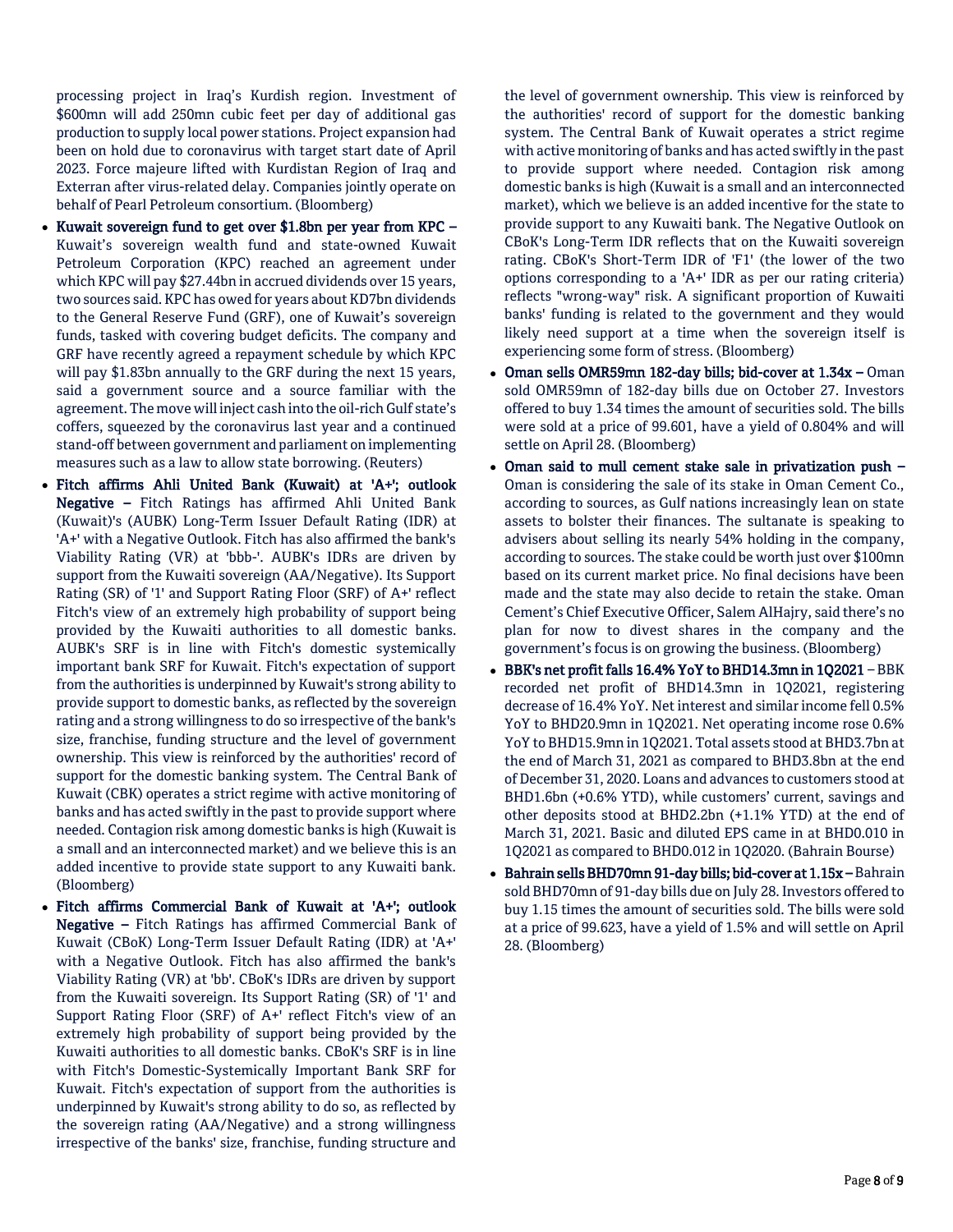processing project in Iraq's Kurdish region. Investment of $600mn will add 250mn cubic feet per day of additional gas production to supply local power stations. Project expansion had been on hold due to coronavirus with target start date of April 2023. Force majeure lifted with Kurdistan Region of Iraq and Exterran after virus-related delay. Companies jointly operate on behalf of Pearl Petroleum consortium. (Bloomberg)

- **Kuwait sovereign fund to get over $1.8bn per year from KPC –** Kuwait's sovereign wealth fund and state-owned Kuwait Petroleum Corporation (KPC) reached an agreement under which KPC will pay $27.44bn in accrued dividends over 15 years, two sources said. KPC has owed for years about KD7bn dividends to the General Reserve Fund (GRF), one of Kuwait's sovereign funds, tasked with covering budget deficits. The company and GRF have recently agreed a repayment schedule by which KPC will pay $1.83bn annually to the GRF during the next 15 years, said a government source and a source familiar with the agreement. The move will inject cash into the oil-rich Gulf state's coffers, squeezed by the coronavirus last year and a continued stand-off between government and parliament on implementing measures such as a law to allow state borrowing. (Reuters)
- **Fitch affirms Ahli United Bank (Kuwait) at 'A+'; outlook Negative –** Fitch Ratings has affirmed Ahli United Bank (Kuwait)'s (AUBK) Long-Term Issuer Default Rating (IDR) at 'A+' with a Negative Outlook. Fitch has also affirmed the bank's Viability Rating (VR) at 'bbb-'. AUBK's IDRs are driven by support from the Kuwaiti sovereign (AA/Negative). Its Support Rating (SR) of '1' and Support Rating Floor (SRF) of A+' reflect Fitch's view of an extremely high probability of support being provided by the Kuwaiti authorities to all domestic banks. AUBK's SRF is in line with Fitch's domestic systemically important bank SRF for Kuwait. Fitch's expectation of support from the authorities is underpinned by Kuwait's strong ability to provide support to domestic banks, as reflected by the sovereign rating and a strong willingness to do so irrespective of the bank's size, franchise, funding structure and the level of government ownership. This view is reinforced by the authorities' record of support for the domestic banking system. The Central Bank of Kuwait (CBK) operates a strict regime with active monitoring of banks and has acted swiftly in the past to provide support where needed. Contagion risk among domestic banks is high (Kuwait is a small and an interconnected market) and we believe this is an added incentive to provide state support to any Kuwaiti bank. (Bloomberg)
- **Fitch affirms Commercial Bank of Kuwait at 'A+'; outlook Negative –** Fitch Ratings has affirmed Commercial Bank of Kuwait (CBoK) Long-Term Issuer Default Rating (IDR) at 'A+' with a Negative Outlook. Fitch has also affirmed the bank's Viability Rating (VR) at 'bb'. CBoK's IDRs are driven by support from the Kuwaiti sovereign. Its Support Rating (SR) of '1' and Support Rating Floor (SRF) of A+' reflect Fitch's view of an extremely high probability of support being provided by the Kuwaiti authorities to all domestic banks. CBoK's SRF is in line with Fitch's Domestic-Systemically Important Bank SRF for Kuwait. Fitch's expectation of support from the authorities is underpinned by Kuwait's strong ability to do so, as reflected by the sovereign rating (AA/Negative) and a strong willingness irrespective of the banks' size, franchise, funding structure and the level of government ownership. This view is reinforced by the authorities' record of support for the domestic banking system. The Central Bank of Kuwait operates a strict regime with active monitoring of banks and has acted swiftly in the past to provide support where needed. Contagion risk among domestic banks is high (Kuwait is a small and an interconnected market), which we believe is an added incentive for the state to provide support to any Kuwaiti bank. The Negative Outlook on CBoK's Long-Term IDR reflects that on the Kuwaiti sovereign rating. CBoK's Short-Term IDR of 'F1' (the lower of the two options corresponding to a 'A+' IDR as per our rating criteria) reflects "wrong-way" risk. A significant proportion of Kuwaiti banks' funding is related to the government and they would likely need support at a time when the sovereign itself is experiencing some form of stress. (Bloomberg)
- **Oman sells OMR59mn 182-day bills; bid-cover at 1.34x –** Oman sold OMR59mn of 182-day bills due on October 27. Investors offered to buy 1.34 times the amount of securities sold. The bills were sold at a price of 99.601, have a yield of 0.804% and will settle on April 28. (Bloomberg)
- **Oman said to mull cement stake sale in privatization push –** Oman is considering the sale of its stake in Oman Cement Co., according to sources, as Gulf nations increasingly lean on state assets to bolster their finances. The sultanate is speaking to advisers about selling its nearly 54% holding in the company, according to sources. The stake could be worth just over $100mn based on its current market price. No final decisions have been made and the state may also decide to retain the stake. Oman Cement's Chief Executive Officer, Salem AlHajry, said there's no plan for now to divest shares in the company and the government's focus is on growing the business. (Bloomberg)
- **BBK's net profit falls 16.4% YoY to BHD14.3mn in 1Q2021** – BBK recorded net profit of BHD14.3mn in 1Q2021, registering decrease of 16.4% YoY. Net interest and similar income fell 0.5% YoY to BHD20.9mn in 1Q2021. Net operating income rose 0.6% YoY to BHD15.9mn in 1Q2021. Total assets stood at BHD3.7bn at the end of March 31, 2021 as compared to BHD3.8bn at the end of December 31, 2020. Loans and advances to customers stood at BHD1.6bn (+0.6% YTD), while customers' current, savings and other deposits stood at BHD2.2bn (+1.1% YTD) at the end of March 31, 2021. Basic and diluted EPS came in at BHD0.010 in 1Q2021 as compared to BHD0.012 in 1Q2020. (Bahrain Bourse)
- **Bahrain sells BHD70mn 91-day bills; bid-cover at 1.15x –** Bahrain sold BHD70mn of 91-day bills due on July 28. Investors offered to buy 1.15 times the amount of securities sold. The bills were sold at a price of 99.623, have a yield of 1.5% and will settle on April 28. (Bloomberg)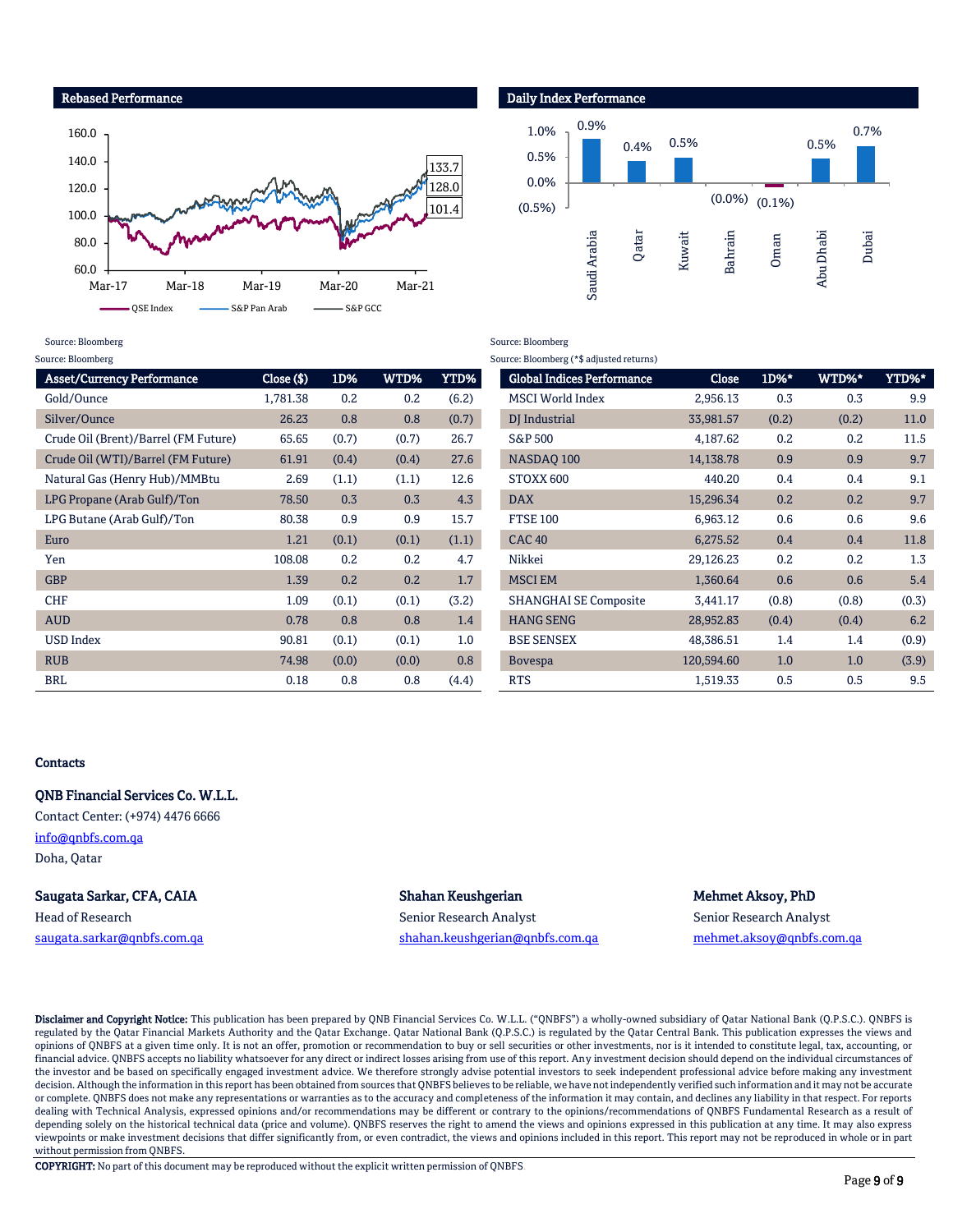## Rebased Performance

160.0
140.0
120.0
100.0
80.0
60.0

Mar-17 Mar-18 Mar-19 Mar-20 Mar-21

133.7
128.0
101.4

QSE Index — S&P Pan Arab — S&P GCC

Source: Bloomberg

## Daily Index Performance

1.0%
0.5%
0.0%
(0.5%)

0.9% 0.4% 0.5% (0.0%) (0.1%) 0.5% 0.7%

Saudi Arabia, Qatar, Kuwait, Bahrain, Oman, Abu Dhabi, Dubai

Source: Bloomberg

Source: Bloomberg

| Asset/Currency Performance | Close ($) | 1D% | WTD% | YTD% |
|---|---|---|---|---|
| Gold/Ounce | 1,781.38 | 0.2 | 0.2 | (6.2) |
| Silver/Ounce | 26.23 | 0.8 | 0.8 | (0.7) |
| Crude Oil (Brent)/Barrel (FM Future) | 65.65 | (0.7) | (0.7) | 26.7 |
| Crude Oil (WTI)/Barrel (FM Future) | 61.91 | (0.4) | (0.4) | 27.6 |
| Natural Gas (Henry Hub)/MMBtu | 2.69 | (1.1) | (1.1) | 12.6 |
| LPG Propane (Arab Gulf)/Ton | 78.50 | 0.3 | 0.3 | 4.3 |
| LPG Butane (Arab Gulf)/Ton | 80.38 | 0.9 | 0.9 | 15.7 |
| Euro | 1.21 | (0.1) | (0.1) | (1.1) |
| Yen | 108.08 | 0.2 | 0.2 | 4.7 |
| GBP | 1.39 | 0.2 | 0.2 | 1.7 |
| CHF | 1.09 | (0.1) | (0.1) | (3.2) |
| AUD | 0.78 | 0.8 | 0.8 | 1.4 |
| USD Index | 90.81 | (0.1) | (0.1) | 1.0 |
| RUB | 74.98 | (0.0) | (0.0) | 0.8 |
| BRL | 0.18 | 0.8 | 0.8 | (4.4) |

Source: Bloomberg (*$ adjusted returns)

| Global Indices Performance | Close | 1D%* | WTD%* | YTD%* |
|---|---|---|---|---|
| MSCI World Index | 2,956.13 | 0.3 | 0.3 | 9.9 |
| DJ Industrial | 33,981.57 | (0.2) | (0.2) | 11.0 |
| S&P 500 | 4,187.62 | 0.2 | 0.2 | 11.5 |
| NASDAQ 100 | 14,138.78 | 0.9 | 0.9 | 9.7 |
| STOXX 600 | 440.20 | 0.4 | 0.4 | 9.1 |
| DAX | 15,296.34 | 0.2 | 0.2 | 9.7 |
| FTSE 100 | 6,963.12 | 0.6 | 0.6 | 9.6 |
| CAC 40 | 6,275.52 | 0.4 | 0.4 | 11.8 |
| Nikkei | 29,126.23 | 0.2 | 0.2 | 1.3 |
| MSCI EM | 1,360.64 | 0.6 | 0.6 | 5.4 |
| SHANGHAI SE Composite | 3,441.17 | (0.8) | (0.8) | (0.3) |
| HANG SENG | 28,952.83 | (0.4) | (0.4) | 6.2 |
| BSE SENSEX | 48,386.51 | 1.4 | 1.4 | (0.9) |
| Bovespa | 120,594.60 | 1.0 | 1.0 | (3.9) |
| RTS | 1,519.33 | 0.5 | 0.5 | 9.5 |

**Contacts**

**QNB Financial Services Co. W.L.L.**
Contact Center: (+974) 4476 6666
info@qnbfs.com.qa
Doha, Qatar

**Saugata Sarkar, CFA, CAIA**
Head of Research
saugata.sarkar@qnbfs.com.qa

**Shahan Keushgerian**
Senior Research Analyst
shahan.keushgerian@qnbfs.com.qa

**Mehmet Aksoy, PhD**
Senior Research Analyst
mehmet.aksoy@qnbfs.com.qa

**Disclaimer and Copyright Notice:** This publication has been prepared by QNB Financial Services Co. W.L.L. ("QNBFS") a wholly-owned subsidiary of Qatar National Bank (Q.P.S.C.). QNBFS is regulated by the Qatar Financial Markets Authority and the Qatar Exchange. Qatar National Bank (Q.P.S.C.) is regulated by the Qatar Central Bank. This publication expresses the views and opinions of QNBFS at a given time only. It is not an offer, promotion or recommendation to buy or sell securities or other investments, nor is it intended to constitute legal, tax, accounting, or financial advice. QNBFS accepts no liability whatsoever for any direct or indirect losses arising from use of this report. Any investment decision should depend on the individual circumstances of the investor and be based on specifically engaged investment advice. We therefore strongly advise potential investors to seek independent professional advice before making any investment decision. Although the information in this report has been obtained from sources that QNBFS believes to be reliable, we have not independently verified such information and it may not be accurate or complete. QNBFS does not make any representations or warranties as to the accuracy and completeness of the information it may contain, and declines any liability in that respect. For reports dealing with Technical Analysis, expressed opinions and/or recommendations may be different or contrary to the opinions/recommendations of QNBFS Fundamental Research as a result of depending solely on the historical technical data (price and volume). QNBFS reserves the right to amend the views and opinions expressed in this publication at any time. It may also express viewpoints or make investment decisions that differ significantly from, or even contradict, the views and opinions included in this report. This report may not be reproduced in whole or in part without permission from QNBFS.

**COPYRIGHT:** No part of this document may be reproduced without the explicit written permission of QNBFS